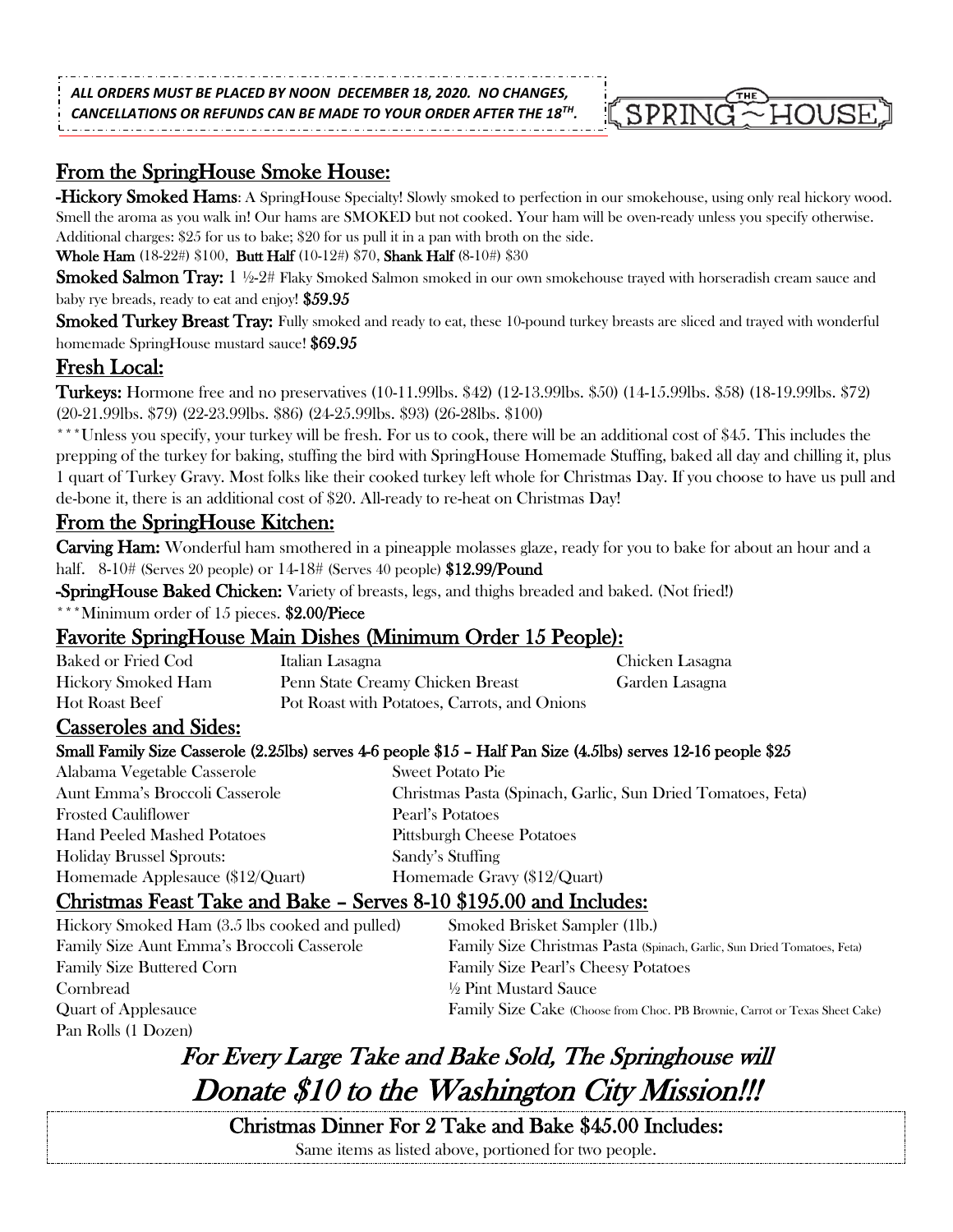***ALL ORDERS MUST BE PLACED BY NOON DECEMBER 18, 2020. NO CHANGES, CANCELLATIONS OR REFUNDS CAN BE MADE TO YOUR ORDER AFTER THE 18TH.***

THE SPRING~HOUSE

## From the SpringHouse Smoke House:

**-Hickory Smoked Hams**: A SpringHouse Specialty! Slowly smoked to perfection in our smokehouse, using only real hickory wood. Smell the aroma as you walk in! Our hams are SMOKED but not cooked. Your ham will be oven-ready unless you specify otherwise. Additional charges: $25 for us to bake; $20 for us pull it in a pan with broth on the side.

**Whole Ham** (18-22#) $100, **Butt Half** (10-12#) $70, **Shank Half** (8-10#) $30

**Smoked Salmon Tray:** 1 ½-2# Flaky Smoked Salmon smoked in our own smokehouse trayed with horseradish cream sauce and baby rye breads, ready to eat and enjoy! ***$59.95***

**Smoked Turkey Breast Tray:** Fully smoked and ready to eat, these 10-pound turkey breasts are sliced and trayed with wonderful homemade SpringHouse mustard sauce! ***$69.95***

## Fresh Local:

**Turkeys:** Hormone free and no preservatives (10-11.99lbs. $42) (12-13.99lbs. $50) (14-15.99lbs. $58) (18-19.99lbs. $72) (20-21.99lbs. $79) (22-23.99lbs. $86) (24-25.99lbs. $93) (26-28lbs. $100)

***Unless you specify, your turkey will be fresh. For us to cook, there will be an additional cost of $45. This includes the prepping of the turkey for baking, stuffing the bird with SpringHouse Homemade Stuffing, baked all day and chilling it, plus 1 quart of Turkey Gravy. Most folks like their cooked turkey left whole for Christmas Day. If you choose to have us pull and de-bone it, there is an additional cost of $20. All-ready to re-heat on Christmas Day!

## From the SpringHouse Kitchen:

**Carving Ham:** Wonderful ham smothered in a pineapple molasses glaze, ready for you to bake for about an hour and a half. 8-10# (Serves 20 people) or 14-18# (Serves 40 people) **$12.99/Pound**

**-SpringHouse Baked Chicken:** Variety of breasts, legs, and thighs breaded and baked. (Not fried!)
***Minimum order of 15 pieces. **$2.00/Piece**

## Favorite SpringHouse Main Dishes (Minimum Order 15 People):

- Baked or Fried Cod
- Hickory Smoked Ham
- Hot Roast Beef
- Italian Lasagna
- Penn State Creamy Chicken Breast
- Pot Roast with Potatoes, Carrots, and Onions
- Chicken Lasagna
- Garden Lasagna

## Casseroles and Sides:

**Small Family Size Casserole (2.25lbs) serves 4-6 people $15 – Half Pan Size (4.5lbs) serves 12-16 people $25**

- Alabama Vegetable Casserole
- Aunt Emma's Broccoli Casserole
- Frosted Cauliflower
- Hand Peeled Mashed Potatoes
- Holiday Brussel Sprouts:
- Homemade Applesauce ($12/Quart)
- Sweet Potato Pie
- Christmas Pasta (Spinach, Garlic, Sun Dried Tomatoes, Feta)
- Pearl's Potatoes
- Pittsburgh Cheese Potatoes
- Sandy's Stuffing
- Homemade Gravy ($12/Quart)

## Christmas Feast Take and Bake – Serves 8-10 $195.00 and Includes:

- Hickory Smoked Ham (3.5 lbs cooked and pulled)
- Family Size Aunt Emma's Broccoli Casserole
- Family Size Buttered Corn
- Cornbread
- Quart of Applesauce
- Pan Rolls (1 Dozen)
- Smoked Brisket Sampler (1lb.)
- Family Size Christmas Pasta (Spinach, Garlic, Sun Dried Tomatoes, Feta)
- Family Size Pearl's Cheesy Potatoes
- ½ Pint Mustard Sauce
- Family Size Cake (Choose from Choc. PB Brownie, Carrot or Texas Sheet Cake)

*For Every Large Take and Bake Sold, The Springhouse will Donate $10 to the Washington City Mission!!!*

**Christmas Dinner For 2 Take and Bake $45.00 Includes:**

Same items as listed above, portioned for two people.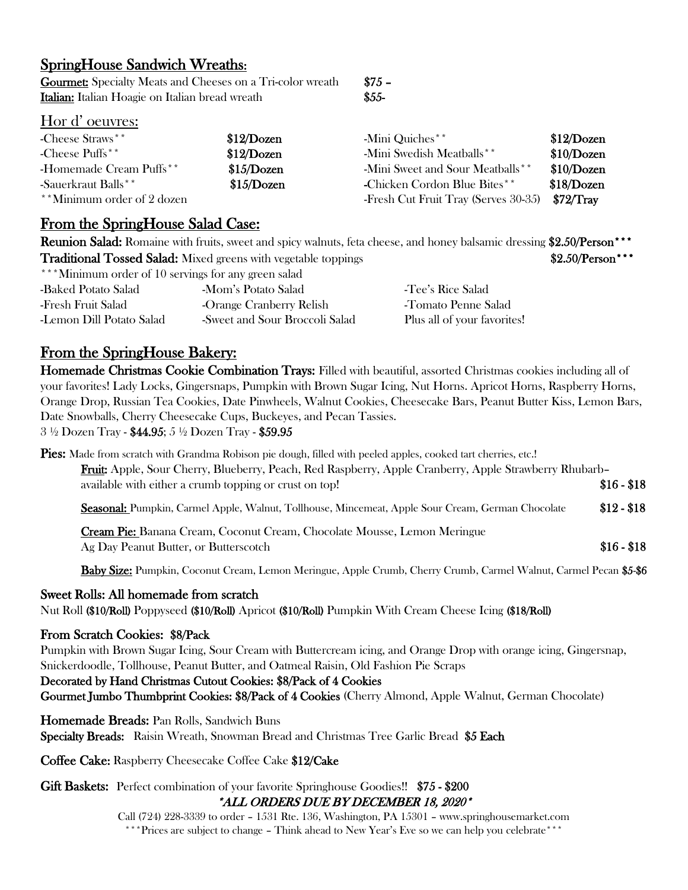## SpringHouse Sandwich Wreaths:

| | |
|---|---|
| **Gourmet:** Specialty Meats and Cheeses on a Tri-color wreath | $75 – |
| **Italian:** Italian Hoagie on Italian bread wreath | $55- |

## Hor d' oeuvres:

| | | | |
|---|---|---|---|
| -Cheese Straws** | $12/Dozen | -Mini Quiches** | $12/Dozen |
| -Cheese Puffs** | $12/Dozen | -Mini Swedish Meatballs** | $10/Dozen |
| -Homemade Cream Puffs** | $15/Dozen | -Mini Sweet and Sour Meatballs** | $10/Dozen |
| -Sauerkraut Balls** | $15/Dozen | -Chicken Cordon Blue Bites** | $18/Dozen |
| **Minimum order of 2 dozen | | -Fresh Cut Fruit Tray (Serves 30-35) | $72/Tray |

## From the SpringHouse Salad Case:

**Reunion Salad:** Romaine with fruits, sweet and spicy walnuts, feta cheese, and honey balsamic dressing **$2.50/Person*****

**Traditional Tossed Salad:** Mixed greens with vegetable toppings **$2.50/Person*****

***Minimum order of 10 servings for any green salad

| | | |
|---|---|---|
| -Baked Potato Salad | -Mom's Potato Salad | -Tee's Rice Salad |
| -Fresh Fruit Salad | -Orange Cranberry Relish | -Tomato Penne Salad |
| -Lemon Dill Potato Salad | -Sweet and Sour Broccoli Salad | Plus all of your favorites! |

## From the SpringHouse Bakery:

**Homemade Christmas Cookie Combination Trays:** Filled with beautiful, assorted Christmas cookies including all of your favorites! Lady Locks, Gingersnaps, Pumpkin with Brown Sugar Icing, Nut Horns. Apricot Horns, Raspberry Horns, Orange Drop, Russian Tea Cookies, Date Pinwheels, Walnut Cookies, Cheesecake Bars, Peanut Butter Kiss, Lemon Bars, Date Snowballs, Cherry Cheesecake Cups, Buckeyes, and Pecan Tassies.
3 ½ Dozen Tray - **$44.95**; 5 ½ Dozen Tray - **$59.95**

**Pies:** Made from scratch with Grandma Robison pie dough, filled with peeled apples, cooked tart cherries, etc.!

**Fruit:** Apple, Sour Cherry, Blueberry, Peach, Red Raspberry, Apple Cranberry, Apple Strawberry Rhubarb– available with either a crumb topping or crust on top! **$16 - $18**

**Seasonal:** Pumpkin, Carmel Apple, Walnut, Tollhouse, Mincemeat, Apple Sour Cream, German Chocolate **$12 - $18**

**Cream Pie:** Banana Cream, Coconut Cream, Chocolate Mousse, Lemon Meringue Ag Day Peanut Butter, or Butterscotch **$16 - $18**

**Baby Size:** Pumpkin, Coconut Cream, Lemon Meringue, Apple Crumb, Cherry Crumb, Carmel Walnut, Carmel Pecan **$5-$6**

**Sweet Rolls: All homemade from scratch**
Nut Roll **($10/Roll)** Poppyseed **($10/Roll)** Apricot **($10/Roll)** Pumpkin With Cream Cheese Icing **($18/Roll)**

**From Scratch Cookies: $8/Pack**
Pumpkin with Brown Sugar Icing, Sour Cream with Buttercream icing, and Orange Drop with orange icing, Gingersnap, Snickerdoodle, Tollhouse, Peanut Butter, and Oatmeal Raisin, Old Fashion Pie Scraps
**Decorated by Hand Christmas Cutout Cookies: $8/Pack of 4 Cookies**
**Gourmet Jumbo Thumbprint Cookies: $8/Pack of 4 Cookies** (Cherry Almond, Apple Walnut, German Chocolate)

**Homemade Breads:** Pan Rolls, Sandwich Buns
**Specialty Breads:** Raisin Wreath, Snowman Bread and Christmas Tree Garlic Bread **$5 Each**

**Coffee Cake:** Raspberry Cheesecake Coffee Cake **$12/Cake**

**Gift Baskets:** Perfect combination of your favorite Springhouse Goodies!! **$75 - $200**

***\*ALL ORDERS DUE BY DECEMBER 18, 2020\****

Call (724) 228-3339 to order – 1531 Rte. 136, Washington, PA 15301 – www.springhousemarket.com
***Prices are subject to change – Think ahead to New Year's Eve so we can help you celebrate***